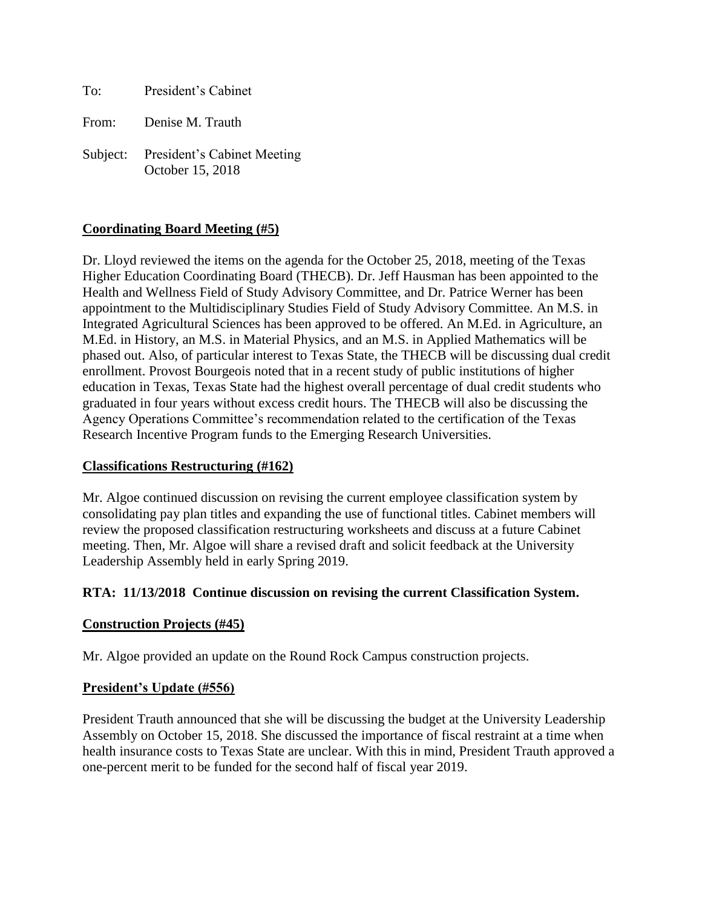To: President's Cabinet

From: Denise M. Trauth

Subject: President's Cabinet Meeting
October 15, 2018

**<u>Coordinating Board Meeting (#5)</u>**

Dr. Lloyd reviewed the items on the agenda for the October 25, 2018, meeting of the Texas Higher Education Coordinating Board (THECB). Dr. Jeff Hausman has been appointed to the Health and Wellness Field of Study Advisory Committee, and Dr. Patrice Werner has been appointment to the Multidisciplinary Studies Field of Study Advisory Committee. An M.S. in Integrated Agricultural Sciences has been approved to be offered. An M.Ed. in Agriculture, an M.Ed. in History, an M.S. in Material Physics, and an M.S. in Applied Mathematics will be phased out. Also, of particular interest to Texas State, the THECB will be discussing dual credit enrollment. Provost Bourgeois noted that in a recent study of public institutions of higher education in Texas, Texas State had the highest overall percentage of dual credit students who graduated in four years without excess credit hours. The THECB will also be discussing the Agency Operations Committee's recommendation related to the certification of the Texas Research Incentive Program funds to the Emerging Research Universities.

**<u>Classifications Restructuring (#162)</u>**

Mr. Algoe continued discussion on revising the current employee classification system by consolidating pay plan titles and expanding the use of functional titles. Cabinet members will review the proposed classification restructuring worksheets and discuss at a future Cabinet meeting. Then, Mr. Algoe will share a revised draft and solicit feedback at the University Leadership Assembly held in early Spring 2019.

**RTA: 11/13/2018 Continue discussion on revising the current Classification System.**

**<u>Construction Projects (#45)</u>**

Mr. Algoe provided an update on the Round Rock Campus construction projects.

**<u>President's Update (#556)</u>**

President Trauth announced that she will be discussing the budget at the University Leadership Assembly on October 15, 2018. She discussed the importance of fiscal restraint at a time when health insurance costs to Texas State are unclear. With this in mind, President Trauth approved a one-percent merit to be funded for the second half of fiscal year 2019.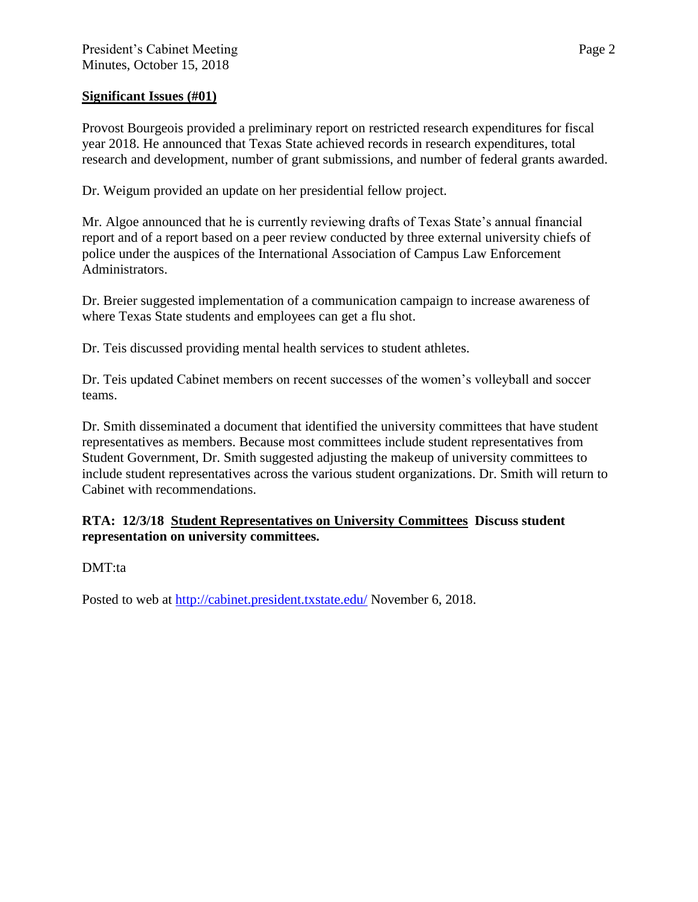**Significant Issues (#01)**

Provost Bourgeois provided a preliminary report on restricted research expenditures for fiscal year 2018. He announced that Texas State achieved records in research expenditures, total research and development, number of grant submissions, and number of federal grants awarded.

Dr. Weigum provided an update on her presidential fellow project.

Mr. Algoe announced that he is currently reviewing drafts of Texas State's annual financial report and of a report based on a peer review conducted by three external university chiefs of police under the auspices of the International Association of Campus Law Enforcement Administrators.

Dr. Breier suggested implementation of a communication campaign to increase awareness of where Texas State students and employees can get a flu shot.

Dr. Teis discussed providing mental health services to student athletes.

Dr. Teis updated Cabinet members on recent successes of the women's volleyball and soccer teams.

Dr. Smith disseminated a document that identified the university committees that have student representatives as members. Because most committees include student representatives from Student Government, Dr. Smith suggested adjusting the makeup of university committees to include student representatives across the various student organizations. Dr. Smith will return to Cabinet with recommendations.

**RTA: 12/3/18 Student Representatives on University Committees Discuss student representation on university committees.**

DMT:ta

Posted to web at http://cabinet.president.txstate.edu/ November 6, 2018.